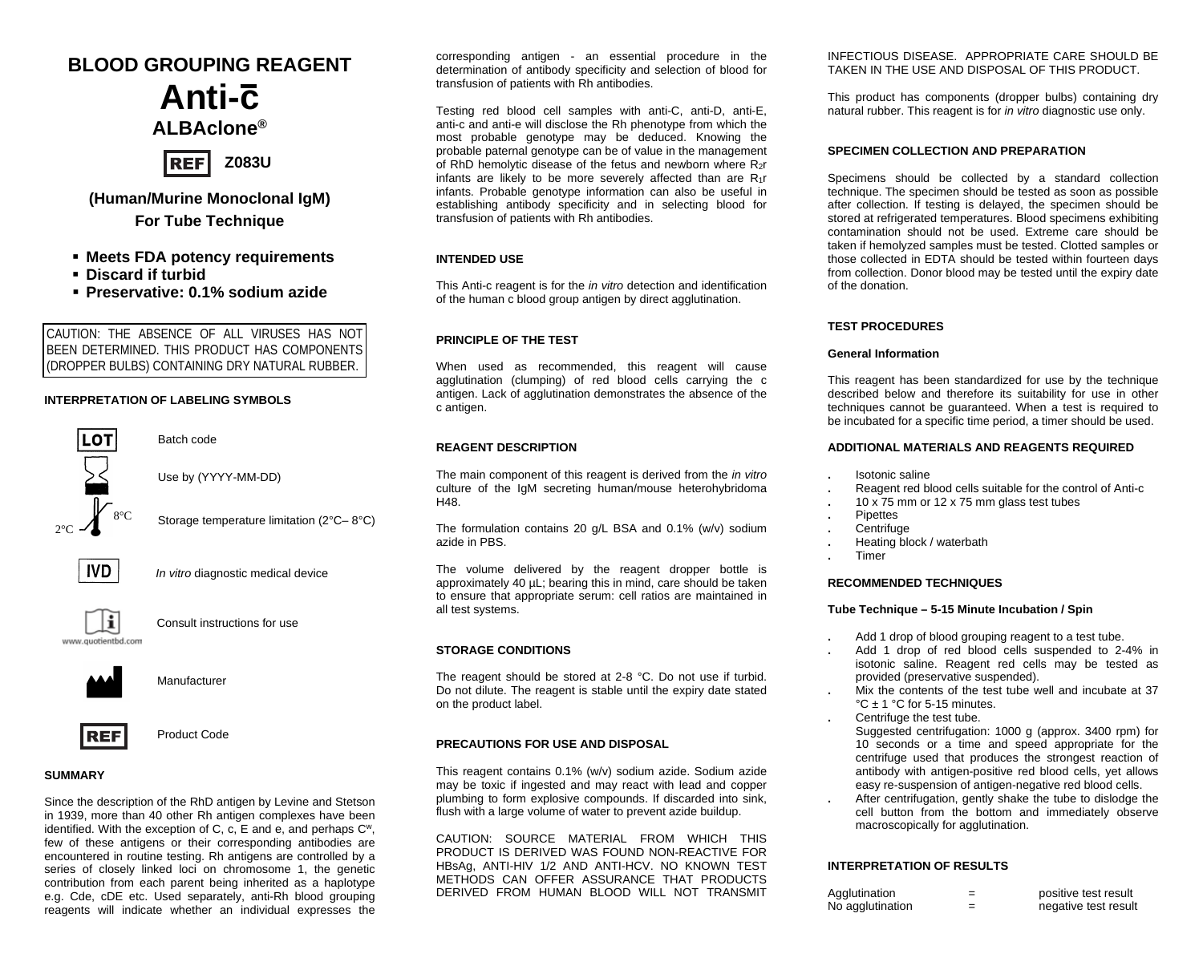# BLOOD GROUPING REAGENT

# Anti-c̄

## ALBAclone®

REF Z083U

**(Human/Murine Monoclonal IgM)**

**For Tube Technique**

- **Meets FDA potency requirements**
- **Discard if turbid**
- **Preservative: 0.1% sodium azide**

CAUTION: THE ABSENCE OF ALL VIRUSES HAS NOT BEEN DETERMINED. THIS PRODUCT HAS COMPONENTS (DROPPER BULBS) CONTAINING DRY NATURAL RUBBER.

### INTERPRETATION OF LABELING SYMBOLS

| Symbol | Meaning |
|---|---|
| LOT | Batch code |
| | Use by (YYYY-MM-DD) |
| 2°C – 8°C | Storage temperature limitation (2°C– 8°C) |
| IVD | *In vitro* diagnostic medical device |
| www.quotientbd.com | Consult instructions for use |
| | Manufacturer |
| REF | Product Code |

### SUMMARY

Since the description of the RhD antigen by Levine and Stetson in 1939, more than 40 other Rh antigen complexes have been identified. With the exception of C, c, E and e, and perhaps $C^w$, few of these antigens or their corresponding antibodies are encountered in routine testing. Rh antigens are controlled by a series of closely linked loci on chromosome 1, the genetic contribution from each parent being inherited as a haplotype e.g. Cde, cDE etc. Used separately, anti-Rh blood grouping reagents will indicate whether an individual expresses the corresponding antigen - an essential procedure in the determination of antibody specificity and selection of blood for transfusion of patients with Rh antibodies.

Testing red blood cell samples with anti-C, anti-D, anti-E, anti-c and anti-e will disclose the Rh phenotype from which the most probable genotype may be deduced. Knowing the probable paternal genotype can be of value in the management of RhD hemolytic disease of the fetus and newborn where $R_2r$ infants are likely to be more severely affected than are $R_1r$ infants. Probable genotype information can also be useful in establishing antibody specificity and in selecting blood for transfusion of patients with Rh antibodies.

### INTENDED USE

This Anti-c reagent is for the *in vitro* detection and identification of the human c blood group antigen by direct agglutination.

### PRINCIPLE OF THE TEST

When used as recommended, this reagent will cause agglutination (clumping) of red blood cells carrying the c antigen. Lack of agglutination demonstrates the absence of the c antigen.

### REAGENT DESCRIPTION

The main component of this reagent is derived from the *in vitro* culture of the IgM secreting human/mouse heterohybridoma H48.

The formulation contains 20 g/L BSA and 0.1% (w/v) sodium azide in PBS.

The volume delivered by the reagent dropper bottle is approximately 40 µL; bearing this in mind, care should be taken to ensure that appropriate serum: cell ratios are maintained in all test systems.

### STORAGE CONDITIONS

The reagent should be stored at 2-8 °C. Do not use if turbid. Do not dilute. The reagent is stable until the expiry date stated on the product label.

### PRECAUTIONS FOR USE AND DISPOSAL

This reagent contains 0.1% (w/v) sodium azide. Sodium azide may be toxic if ingested and may react with lead and copper plumbing to form explosive compounds. If discarded into sink, flush with a large volume of water to prevent azide buildup.

CAUTION: SOURCE MATERIAL FROM WHICH THIS PRODUCT IS DERIVED WAS FOUND NON-REACTIVE FOR HBsAg, ANTI-HIV 1/2 AND ANTI-HCV. NO KNOWN TEST METHODS CAN OFFER ASSURANCE THAT PRODUCTS DERIVED FROM HUMAN BLOOD WILL NOT TRANSMIT INFECTIOUS DISEASE. APPROPRIATE CARE SHOULD BE TAKEN IN THE USE AND DISPOSAL OF THIS PRODUCT.

This product has components (dropper bulbs) containing dry natural rubber. This reagent is for *in vitro* diagnostic use only.

### SPECIMEN COLLECTION AND PREPARATION

Specimens should be collected by a standard collection technique. The specimen should be tested as soon as possible after collection. If testing is delayed, the specimen should be stored at refrigerated temperatures. Blood specimens exhibiting contamination should not be used. Extreme care should be taken if hemolyzed samples must be tested. Clotted samples or those collected in EDTA should be tested within fourteen days from collection. Donor blood may be tested until the expiry date of the donation.

### TEST PROCEDURES

#### General Information

This reagent has been standardized for use by the technique described below and therefore its suitability for use in other techniques cannot be guaranteed. When a test is required to be incubated for a specific time period, a timer should be used.

### ADDITIONAL MATERIALS AND REAGENTS REQUIRED

- Isotonic saline
- Reagent red blood cells suitable for the control of Anti-c
- 10 x 75 mm or 12 x 75 mm glass test tubes
- Pipettes
- Centrifuge
- Heating block / waterbath
- Timer

### RECOMMENDED TECHNIQUES

#### Tube Technique – 5-15 Minute Incubation / Spin

- Add 1 drop of blood grouping reagent to a test tube.
- Add 1 drop of red blood cells suspended to 2-4% in isotonic saline. Reagent red cells may be tested as provided (preservative suspended).
- Mix the contents of the test tube well and incubate at 37 °C ± 1 °C for 5-15 minutes.
- Centrifuge the test tube.
  Suggested centrifugation: 1000 g (approx. 3400 rpm) for 10 seconds or a time and speed appropriate for the centrifuge used that produces the strongest reaction of antibody with antigen-positive red blood cells, yet allows easy re-suspension of antigen-negative red blood cells.
- After centrifugation, gently shake the tube to dislodge the cell button from the bottom and immediately observe macroscopically for agglutination.

### INTERPRETATION OF RESULTS

| | | |
|---|---|---|
| Agglutination | = | positive test result |
| No agglutination | = | negative test result |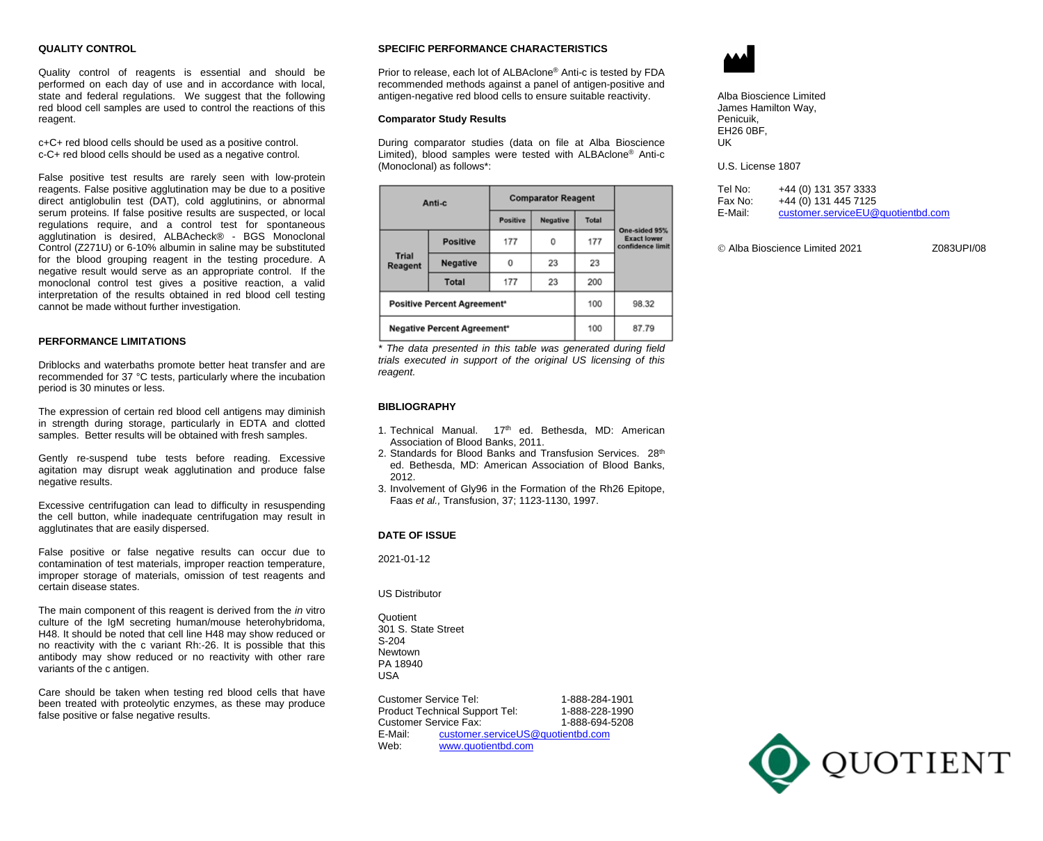## QUALITY CONTROL

Quality control of reagents is essential and should be performed on each day of use and in accordance with local, state and federal regulations. We suggest that the following red blood cell samples are used to control the reactions of this reagent.

c+C+ red blood cells should be used as a positive control.
c-C+ red blood cells should be used as a negative control.

False positive test results are rarely seen with low-protein reagents. False positive agglutination may be due to a positive direct antiglobulin test (DAT), cold agglutinins, or abnormal serum proteins. If false positive results are suspected, or local regulations require, and a control test for spontaneous agglutination is desired, ALBAcheck® - BGS Monoclonal Control (Z271U) or 6-10% albumin in saline may be substituted for the blood grouping reagent in the testing procedure. A negative result would serve as an appropriate control. If the monoclonal control test gives a positive reaction, a valid interpretation of the results obtained in red blood cell testing cannot be made without further investigation.

## PERFORMANCE LIMITATIONS

Driblocks and waterbaths promote better heat transfer and are recommended for 37 °C tests, particularly where the incubation period is 30 minutes or less.

The expression of certain red blood cell antigens may diminish in strength during storage, particularly in EDTA and clotted samples. Better results will be obtained with fresh samples.

Gently re-suspend tube tests before reading. Excessive agitation may disrupt weak agglutination and produce false negative results.

Excessive centrifugation can lead to difficulty in resuspending the cell button, while inadequate centrifugation may result in agglutinates that are easily dispersed.

False positive or false negative results can occur due to contamination of test materials, improper reaction temperature, improper storage of materials, omission of test reagents and certain disease states.

The main component of this reagent is derived from the *in* vitro culture of the IgM secreting human/mouse heterohybridoma, H48. It should be noted that cell line H48 may show reduced or no reactivity with the c variant Rh:-26. It is possible that this antibody may show reduced or no reactivity with other rare variants of the c antigen.

Care should be taken when testing red blood cells that have been treated with proteolytic enzymes, as these may produce false positive or false negative results.

## SPECIFIC PERFORMANCE CHARACTERISTICS

Prior to release, each lot of ALBAclone® Anti-c is tested by FDA recommended methods against a panel of antigen-positive and antigen-negative red blood cells to ensure suitable reactivity.

### Comparator Study Results

During comparator studies (data on file at Alba Bioscience Limited), blood samples were tested with ALBAclone® Anti-c (Monoclonal) as follows*:

| Anti-c | | Comparator Reagent | | | One-sided 95% Exact lower confidence limit |
|---|---|---|---|---|---|
| | | Positive | Negative | Total | |
| Trial Reagent | Positive | 177 | 0 | 177 | |
| | Negative | 0 | 23 | 23 | |
| | Total | 177 | 23 | 200 | |
| Positive Percent Agreement* | | | | 100 | 98.32 |
| Negative Percent Agreement* | | | | 100 | 87.79 |

*\* The data presented in this table was generated during field trials executed in support of the original US licensing of this reagent.*

## BIBLIOGRAPHY

1. Technical Manual. 17th ed. Bethesda, MD: American Association of Blood Banks, 2011.
2. Standards for Blood Banks and Transfusion Services. 28th ed. Bethesda, MD: American Association of Blood Banks, 2012.
3. Involvement of Gly96 in the Formation of the Rh26 Epitope, Faas *et al.,* Transfusion, 37; 1123-1130, 1997.

## DATE OF ISSUE

2021-01-12

US Distributor

Quotient
301 S. State Street
S-204
Newtown
PA 18940
USA

Customer Service Tel: 1-888-284-1901
Product Technical Support Tel: 1-888-228-1990
Customer Service Fax: 1-888-694-5208
E-Mail: customer.serviceUS@quotientbd.com
Web: www.quotientbd.com

Alba Bioscience Limited
James Hamilton Way,
Penicuik,
EH26 0BF,
UK

U.S. License 1807

Tel No: +44 (0) 131 357 3333
Fax No: +44 (0) 131 445 7125
E-Mail: customer.serviceEU@quotientbd.com

© Alba Bioscience Limited 2021 Z083UPI/08

QUOTIENT